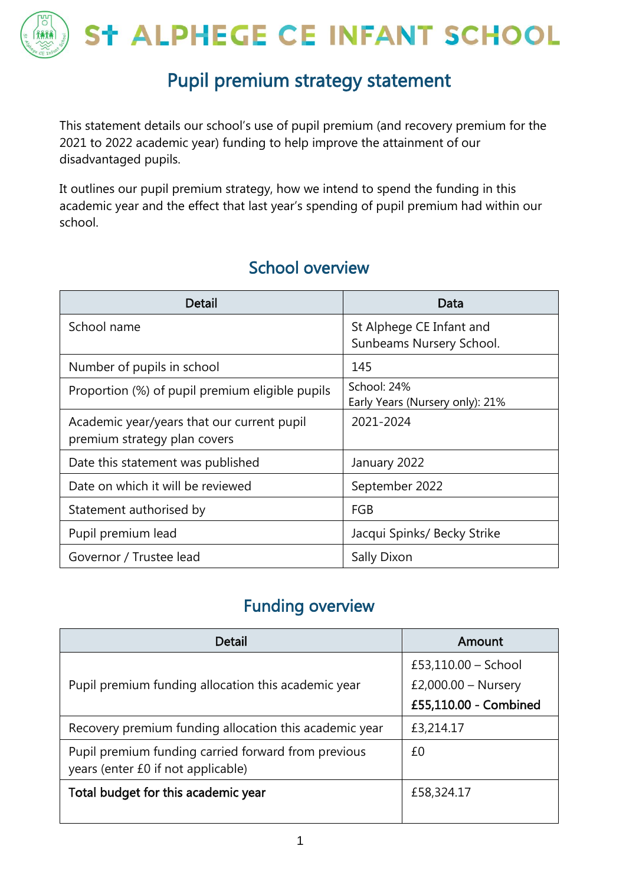# St ALPHEGE CE INFANT SCHOOL

## Pupil premium strategy statement

This statement details our school's use of pupil premium (and recovery premium for the 2021 to 2022 academic year) funding to help improve the attainment of our disadvantaged pupils.

It outlines our pupil premium strategy, how we intend to spend the funding in this academic year and the effect that last year's spending of pupil premium had within our school.

### School overview

| Detail | Data |
|---|---|
| School name | St Alphege CE Infant and Sunbeams Nursery School. |
| Number of pupils in school | 145 |
| Proportion (%) of pupil premium eligible pupils | School: 24%<br>Early Years (Nursery only): 21% |
| Academic year/years that our current pupil premium strategy plan covers | 2021-2024 |
| Date this statement was published | January 2022 |
| Date on which it will be reviewed | September 2022 |
| Statement authorised by | FGB |
| Pupil premium lead | Jacqui Spinks/ Becky Strike |
| Governor / Trustee lead | Sally Dixon |

### Funding overview

| Detail | Amount |
|---|---|
| Pupil premium funding allocation this academic year | £53,110.00 – School<br>£2,000.00 – Nursery<br>**£55,110.00 - Combined** |
| Recovery premium funding allocation this academic year | £3,214.17 |
| Pupil premium funding carried forward from previous years (enter £0 if not applicable) | £0 |
| **Total budget for this academic year** | £58,324.17 |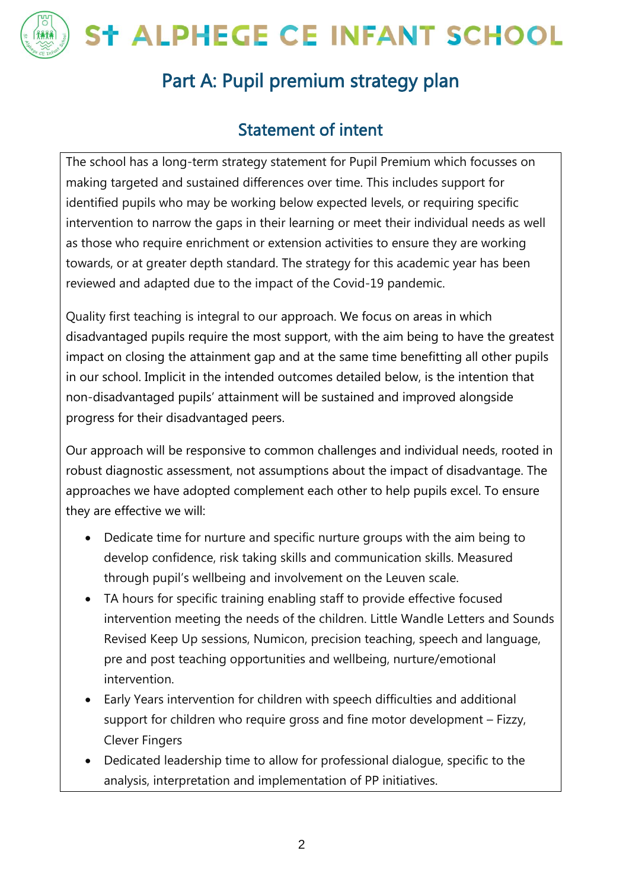# Part A: Pupil premium strategy plan

## Statement of intent

The school has a long-term strategy statement for Pupil Premium which focusses on making targeted and sustained differences over time. This includes support for identified pupils who may be working below expected levels, or requiring specific intervention to narrow the gaps in their learning or meet their individual needs as well as those who require enrichment or extension activities to ensure they are working towards, or at greater depth standard. The strategy for this academic year has been reviewed and adapted due to the impact of the Covid-19 pandemic.

Quality first teaching is integral to our approach. We focus on areas in which disadvantaged pupils require the most support, with the aim being to have the greatest impact on closing the attainment gap and at the same time benefitting all other pupils in our school. Implicit in the intended outcomes detailed below, is the intention that non-disadvantaged pupils' attainment will be sustained and improved alongside progress for their disadvantaged peers.

Our approach will be responsive to common challenges and individual needs, rooted in robust diagnostic assessment, not assumptions about the impact of disadvantage. The approaches we have adopted complement each other to help pupils excel. To ensure they are effective we will:

- Dedicate time for nurture and specific nurture groups with the aim being to develop confidence, risk taking skills and communication skills. Measured through pupil's wellbeing and involvement on the Leuven scale.
- TA hours for specific training enabling staff to provide effective focused intervention meeting the needs of the children. Little Wandle Letters and Sounds Revised Keep Up sessions, Numicon, precision teaching, speech and language, pre and post teaching opportunities and wellbeing, nurture/emotional intervention.
- Early Years intervention for children with speech difficulties and additional support for children who require gross and fine motor development – Fizzy, Clever Fingers
- Dedicated leadership time to allow for professional dialogue, specific to the analysis, interpretation and implementation of PP initiatives.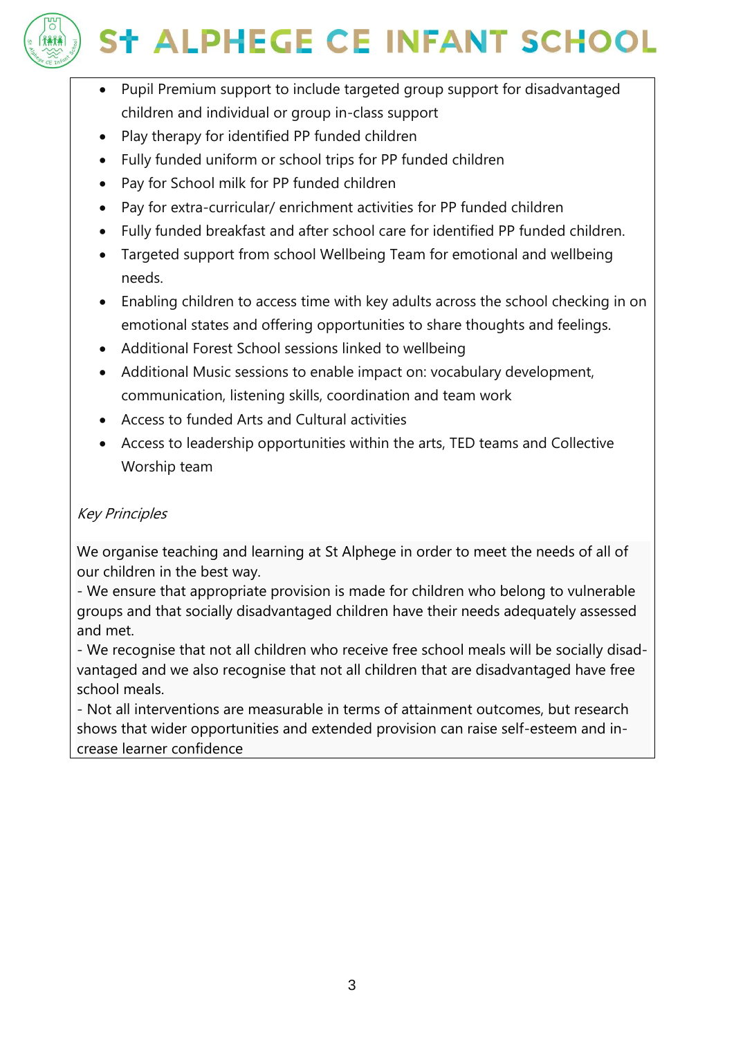- Pupil Premium support to include targeted group support for disadvantaged children and individual or group in-class support
- Play therapy for identified PP funded children
- Fully funded uniform or school trips for PP funded children
- Pay for School milk for PP funded children
- Pay for extra-curricular/ enrichment activities for PP funded children
- Fully funded breakfast and after school care for identified PP funded children.
- Targeted support from school Wellbeing Team for emotional and wellbeing needs.
- Enabling children to access time with key adults across the school checking in on emotional states and offering opportunities to share thoughts and feelings.
- Additional Forest School sessions linked to wellbeing
- Additional Music sessions to enable impact on: vocabulary development, communication, listening skills, coordination and team work
- Access to funded Arts and Cultural activities
- Access to leadership opportunities within the arts, TED teams and Collective Worship team

*Key Principles*

We organise teaching and learning at St Alphege in order to meet the needs of all of our children in the best way.
- We ensure that appropriate provision is made for children who belong to vulnerable groups and that socially disadvantaged children have their needs adequately assessed and met.
- We recognise that not all children who receive free school meals will be socially disadvantaged and we also recognise that not all children that are disadvantaged have free school meals.
- Not all interventions are measurable in terms of attainment outcomes, but research shows that wider opportunities and extended provision can raise self-esteem and increase learner confidence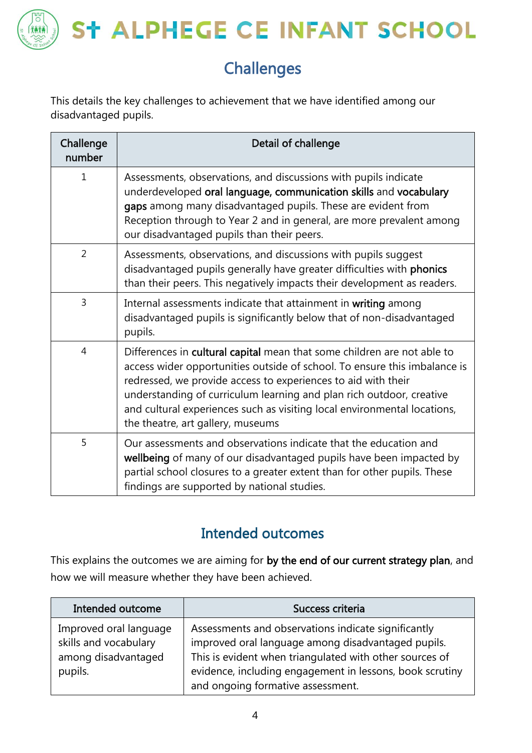## Challenges

This details the key challenges to achievement that we have identified among our disadvantaged pupils.

| Challenge number | Detail of challenge |
|---|---|
| 1 | Assessments, observations, and discussions with pupils indicate underdeveloped **oral language, communication skills** and **vocabulary gaps** among many disadvantaged pupils. These are evident from Reception through to Year 2 and in general, are more prevalent among our disadvantaged pupils than their peers. |
| 2 | Assessments, observations, and discussions with pupils suggest disadvantaged pupils generally have greater difficulties with **phonics** than their peers. This negatively impacts their development as readers. |
| 3 | Internal assessments indicate that attainment in **writing** among disadvantaged pupils is significantly below that of non-disadvantaged pupils. |
| 4 | Differences in **cultural capital** mean that some children are not able to access wider opportunities outside of school. To ensure this imbalance is redressed, we provide access to experiences to aid with their understanding of curriculum learning and plan rich outdoor, creative and cultural experiences such as visiting local environmental locations, the theatre, art gallery, museums |
| 5 | Our assessments and observations indicate that the education and **wellbeing** of many of our disadvantaged pupils have been impacted by partial school closures to a greater extent than for other pupils. These findings are supported by national studies. |

## Intended outcomes

This explains the outcomes we are aiming for **by the end of our current strategy plan**, and how we will measure whether they have been achieved.

| Intended outcome | Success criteria |
|---|---|
| Improved oral language skills and vocabulary among disadvantaged pupils. | Assessments and observations indicate significantly improved oral language among disadvantaged pupils. This is evident when triangulated with other sources of evidence, including engagement in lessons, book scrutiny and ongoing formative assessment. |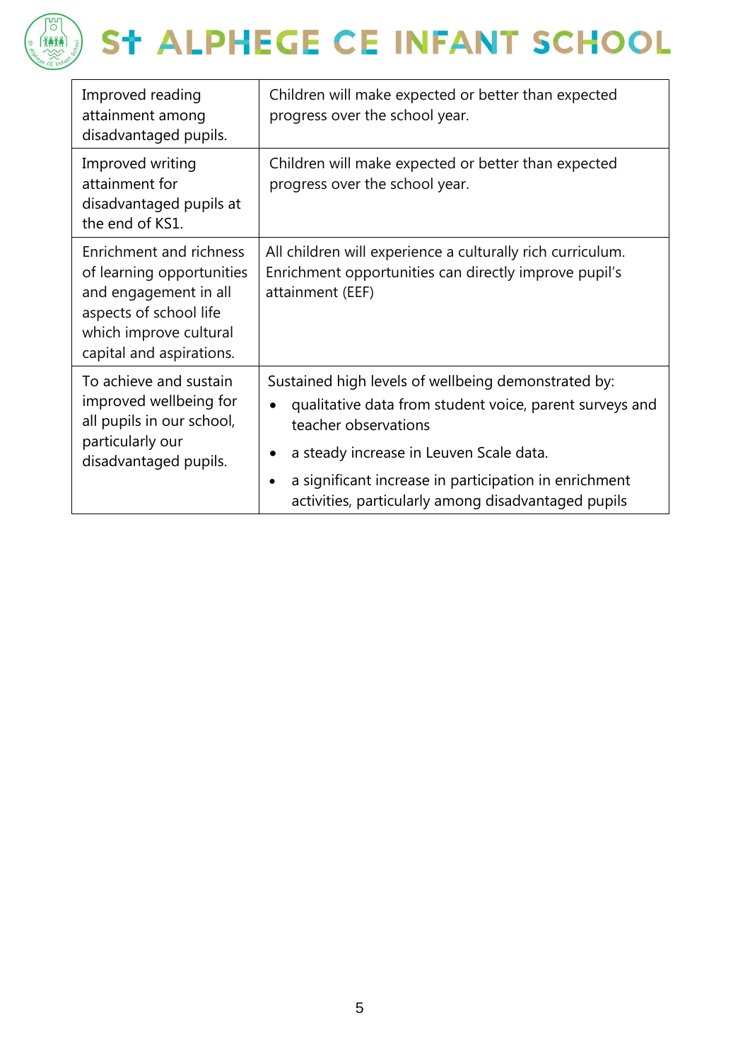| | |
|---|---|
| Improved reading attainment among disadvantaged pupils. | Children will make expected or better than expected progress over the school year. |
| Improved writing attainment for disadvantaged pupils at the end of KS1. | Children will make expected or better than expected progress over the school year. |
| Enrichment and richness of learning opportunities and engagement in all aspects of school life which improve cultural capital and aspirations. | All children will experience a culturally rich curriculum. Enrichment opportunities can directly improve pupil's attainment (EEF) |
| To achieve and sustain improved wellbeing for all pupils in our school, particularly our disadvantaged pupils. | Sustained high levels of wellbeing demonstrated by:<br>• qualitative data from student voice, parent surveys and teacher observations<br>• a steady increase in Leuven Scale data.<br>• a significant increase in participation in enrichment activities, particularly among disadvantaged pupils |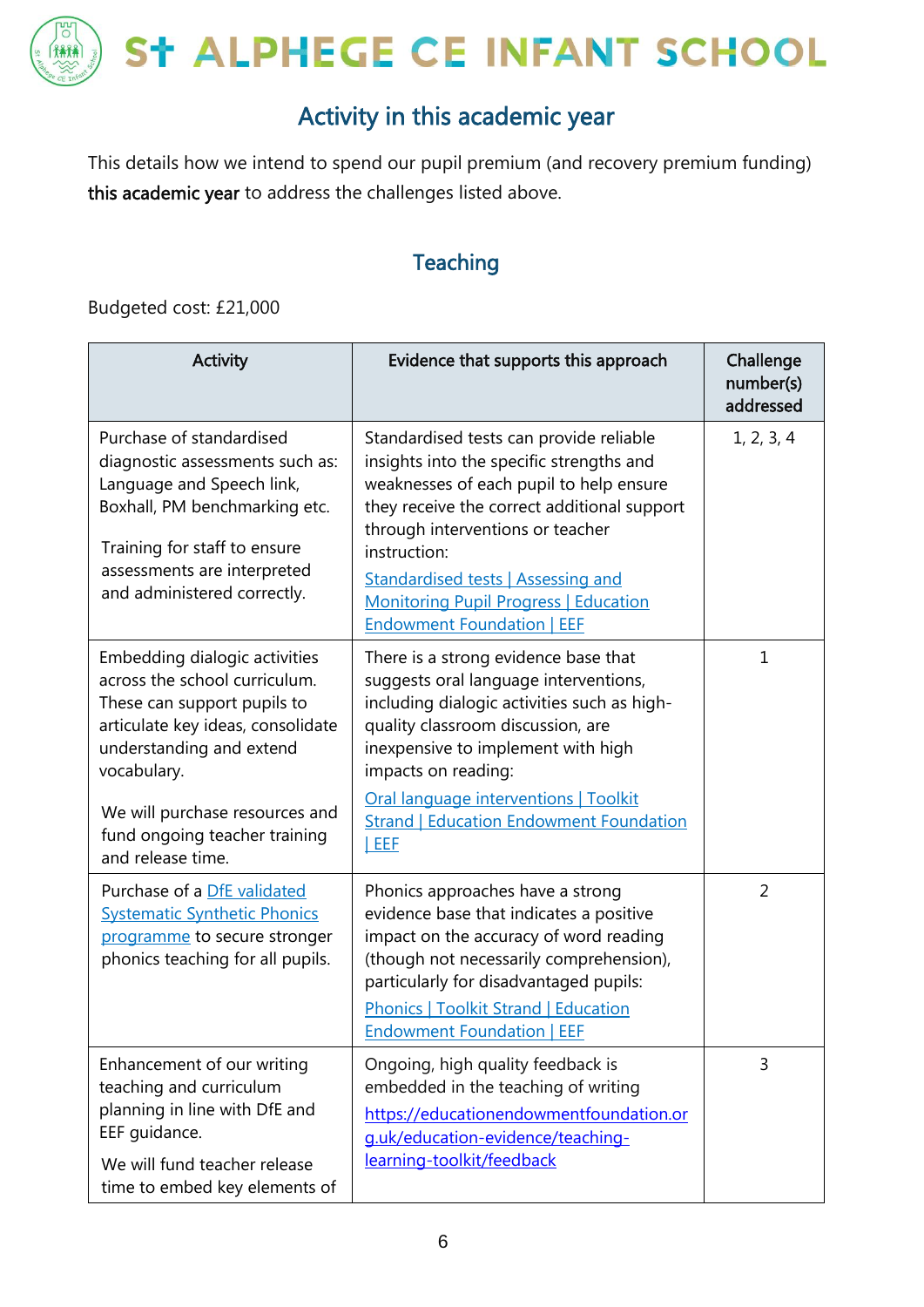## Activity in this academic year

This details how we intend to spend our pupil premium (and recovery premium funding) **this academic year** to address the challenges listed above.

### Teaching

Budgeted cost: £21,000

| Activity | Evidence that supports this approach | Challenge number(s) addressed |
|---|---|---|
| Purchase of standardised diagnostic assessments such as: Language and Speech link, Boxhall, PM benchmarking etc.<br><br>Training for staff to ensure assessments are interpreted and administered correctly. | Standardised tests can provide reliable insights into the specific strengths and weaknesses of each pupil to help ensure they receive the correct additional support through interventions or teacher instruction:<br>Standardised tests \| Assessing and Monitoring Pupil Progress \| Education Endowment Foundation \| EEF | 1, 2, 3, 4 |
| Embedding dialogic activities across the school curriculum. These can support pupils to articulate key ideas, consolidate understanding and extend vocabulary.<br><br>We will purchase resources and fund ongoing teacher training and release time. | There is a strong evidence base that suggests oral language interventions, including dialogic activities such as high-quality classroom discussion, are inexpensive to implement with high impacts on reading:<br>Oral language interventions \| Toolkit Strand \| Education Endowment Foundation \| EEF | 1 |
| Purchase of a DfE validated Systematic Synthetic Phonics programme to secure stronger phonics teaching for all pupils. | Phonics approaches have a strong evidence base that indicates a positive impact on the accuracy of word reading (though not necessarily comprehension), particularly for disadvantaged pupils:<br>Phonics \| Toolkit Strand \| Education Endowment Foundation \| EEF | 2 |
| Enhancement of our writing teaching and curriculum planning in line with DfE and EEF guidance.<br><br>We will fund teacher release time to embed key elements of | Ongoing, high quality feedback is embedded in the teaching of writing<br>https://educationendowmentfoundation.org.uk/education-evidence/teaching-learning-toolkit/feedback | 3 |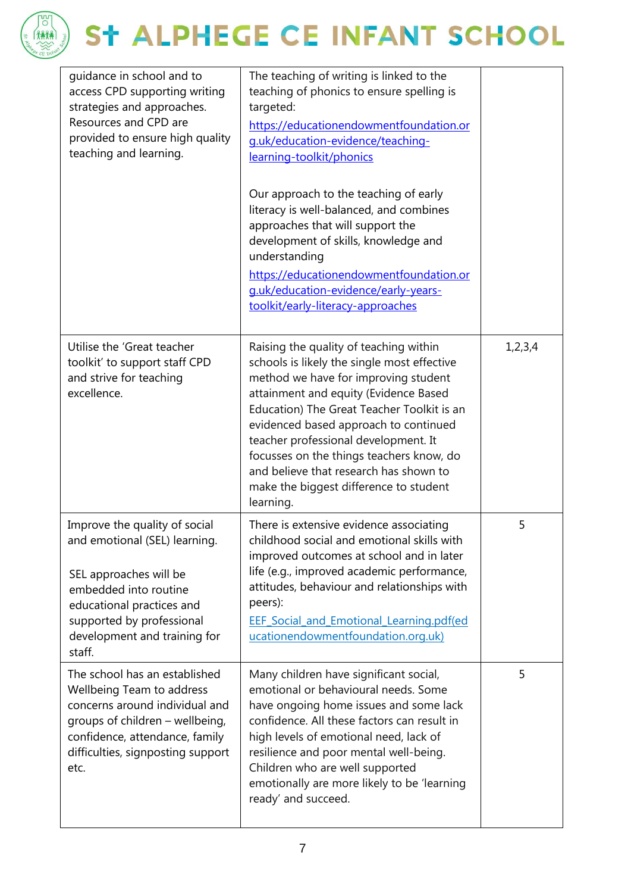| | | |
|---|---|---|
| guidance in school and to access CPD supporting writing strategies and approaches. Resources and CPD are provided to ensure high quality teaching and learning. | The teaching of writing is linked to the teaching of phonics to ensure spelling is targeted: https://educationendowmentfoundation.org.uk/education-evidence/teaching-learning-toolkit/phonics<br><br>Our approach to the teaching of early literacy is well-balanced, and combines approaches that will support the development of skills, knowledge and understanding https://educationendowmentfoundation.org.uk/education-evidence/early-years-toolkit/early-literacy-approaches | |
| Utilise the 'Great teacher toolkit' to support staff CPD and strive for teaching excellence. | Raising the quality of teaching within schools is likely the single most effective method we have for improving student attainment and equity (Evidence Based Education) The Great Teacher Toolkit is an evidenced based approach to continued teacher professional development. It focusses on the things teachers know, do and believe that research has shown to make the biggest difference to student learning. | 1,2,3,4 |
| Improve the quality of social and emotional (SEL) learning.<br><br>SEL approaches will be embedded into routine educational practices and supported by professional development and training for staff. | There is extensive evidence associating childhood social and emotional skills with improved outcomes at school and in later life (e.g., improved academic performance, attitudes, behaviour and relationships with peers): EEF_Social_and_Emotional_Learning.pdf(educationendowmentfoundation.org.uk) | 5 |
| The school has an established Wellbeing Team to address concerns around individual and groups of children – wellbeing, confidence, attendance, family difficulties, signposting support etc. | Many children have significant social, emotional or behavioural needs. Some have ongoing home issues and some lack confidence. All these factors can result in high levels of emotional need, lack of resilience and poor mental well-being. Children who are well supported emotionally are more likely to be 'learning ready' and succeed. | 5 |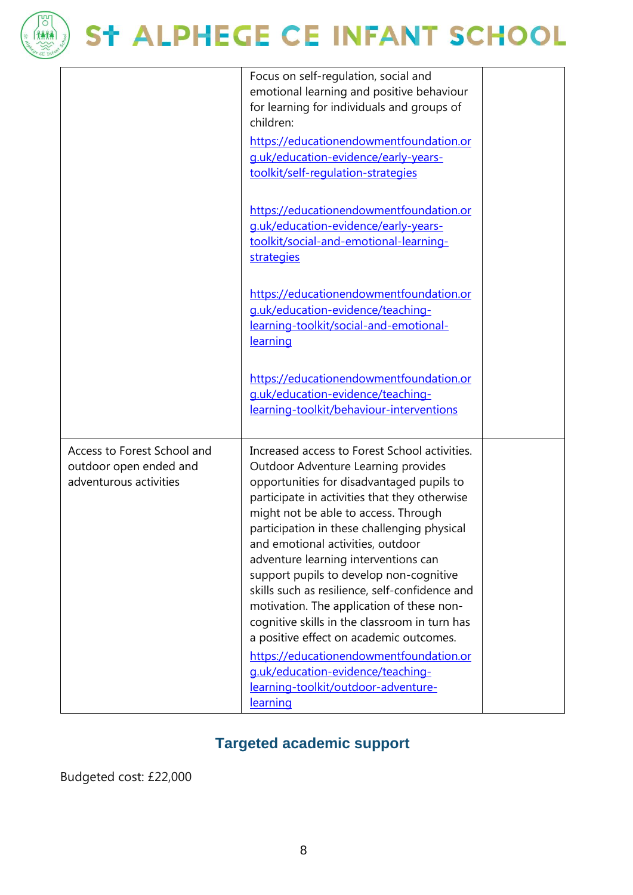|  |  |  |
|---|---|---|
|  | Focus on self-regulation, social and emotional learning and positive behaviour for learning for individuals and groups of children:<br><br>https://educationendowmentfoundation.org.uk/education-evidence/early-years-toolkit/self-regulation-strategies<br><br>https://educationendowmentfoundation.org.uk/education-evidence/early-years-toolkit/social-and-emotional-learning-strategies<br><br>https://educationendowmentfoundation.org.uk/education-evidence/teaching-learning-toolkit/social-and-emotional-learning<br><br>https://educationendowmentfoundation.org.uk/education-evidence/teaching-learning-toolkit/behaviour-interventions |  |
| Access to Forest School and outdoor open ended and adventurous activities | Increased access to Forest School activities. Outdoor Adventure Learning provides opportunities for disadvantaged pupils to participate in activities that they otherwise might not be able to access. Through participation in these challenging physical and emotional activities, outdoor adventure learning interventions can support pupils to develop non-cognitive skills such as resilience, self-confidence and motivation. The application of these non-cognitive skills in the classroom in turn has a positive effect on academic outcomes.<br><br>https://educationendowmentfoundation.org.uk/education-evidence/teaching-learning-toolkit/outdoor-adventure-learning |  |

## Targeted academic support

Budgeted cost: £22,000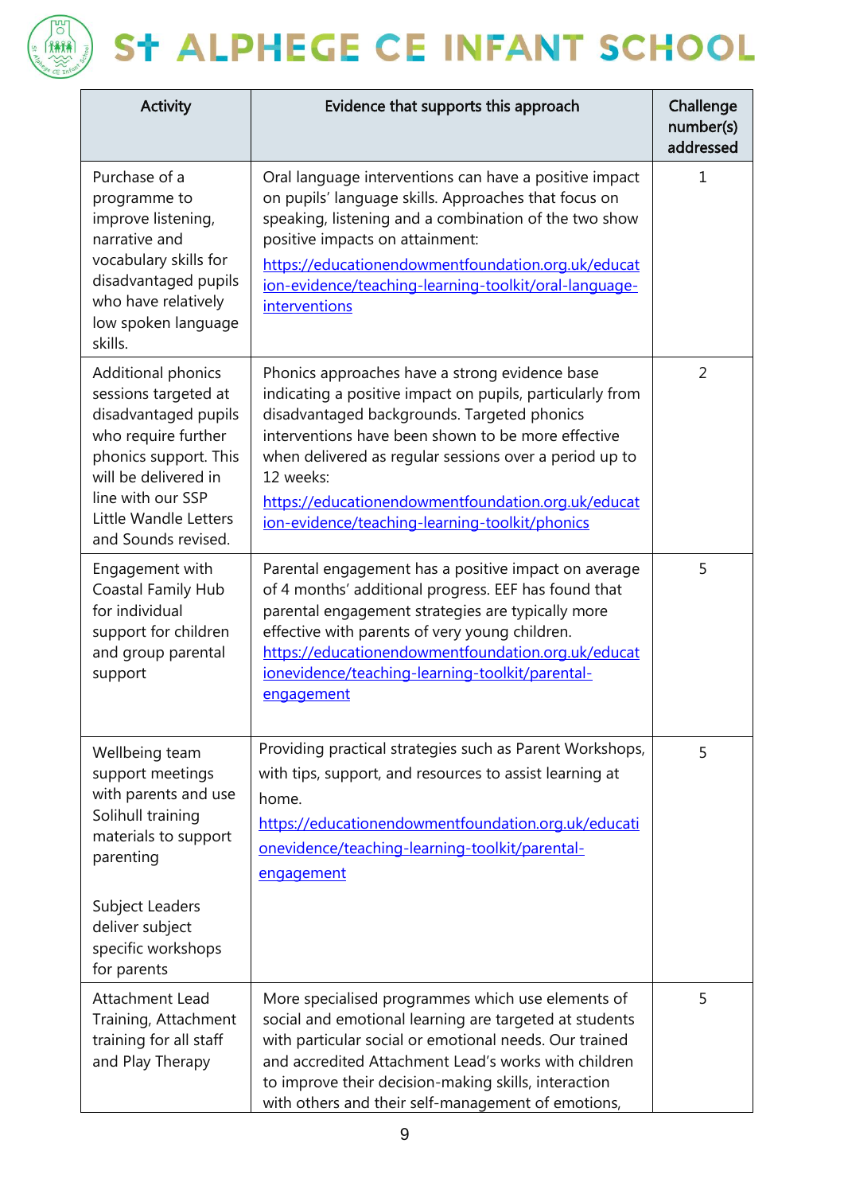| Activity | Evidence that supports this approach | Challenge number(s) addressed |
| --- | --- | --- |
| Purchase of a programme to improve listening, narrative and vocabulary skills for disadvantaged pupils who have relatively low spoken language skills. | Oral language interventions can have a positive impact on pupils' language skills. Approaches that focus on speaking, listening and a combination of the two show positive impacts on attainment: [https://educationendowmentfoundation.org.uk/education-evidence/teaching-learning-toolkit/oral-language-interventions](https://educationendowmentfoundation.org.uk/education-evidence/teaching-learning-toolkit/oral-language-interventions) | 1 |
| Additional phonics sessions targeted at disadvantaged pupils who require further phonics support. This will be delivered in line with our SSP Little Wandle Letters and Sounds revised. | Phonics approaches have a strong evidence base indicating a positive impact on pupils, particularly from disadvantaged backgrounds. Targeted phonics interventions have been shown to be more effective when delivered as regular sessions over a period up to 12 weeks: [https://educationendowmentfoundation.org.uk/education-evidence/teaching-learning-toolkit/phonics](https://educationendowmentfoundation.org.uk/education-evidence/teaching-learning-toolkit/phonics) | 2 |
| Engagement with Coastal Family Hub for individual support for children and group parental support | Parental engagement has a positive impact on average of 4 months' additional progress. EEF has found that parental engagement strategies are typically more effective with parents of very young children. [https://educationendowmentfoundation.org.uk/educationevidence/teaching-learning-toolkit/parental-engagement](https://educationendowmentfoundation.org.uk/educationevidence/teaching-learning-toolkit/parental-engagement) | 5 |
| Wellbeing team support meetings with parents and use Solihull training materials to support parenting<br><br>Subject Leaders deliver subject specific workshops for parents | Providing practical strategies such as Parent Workshops, with tips, support, and resources to assist learning at home. [https://educationendowmentfoundation.org.uk/educationevidence/teaching-learning-toolkit/parental-engagement](https://educationendowmentfoundation.org.uk/educationevidence/teaching-learning-toolkit/parental-engagement) | 5 |
| Attachment Lead Training, Attachment training for all staff and Play Therapy | More specialised programmes which use elements of social and emotional learning are targeted at students with particular social or emotional needs. Our trained and accredited Attachment Lead's works with children to improve their decision-making skills, interaction with others and their self-management of emotions, | 5 |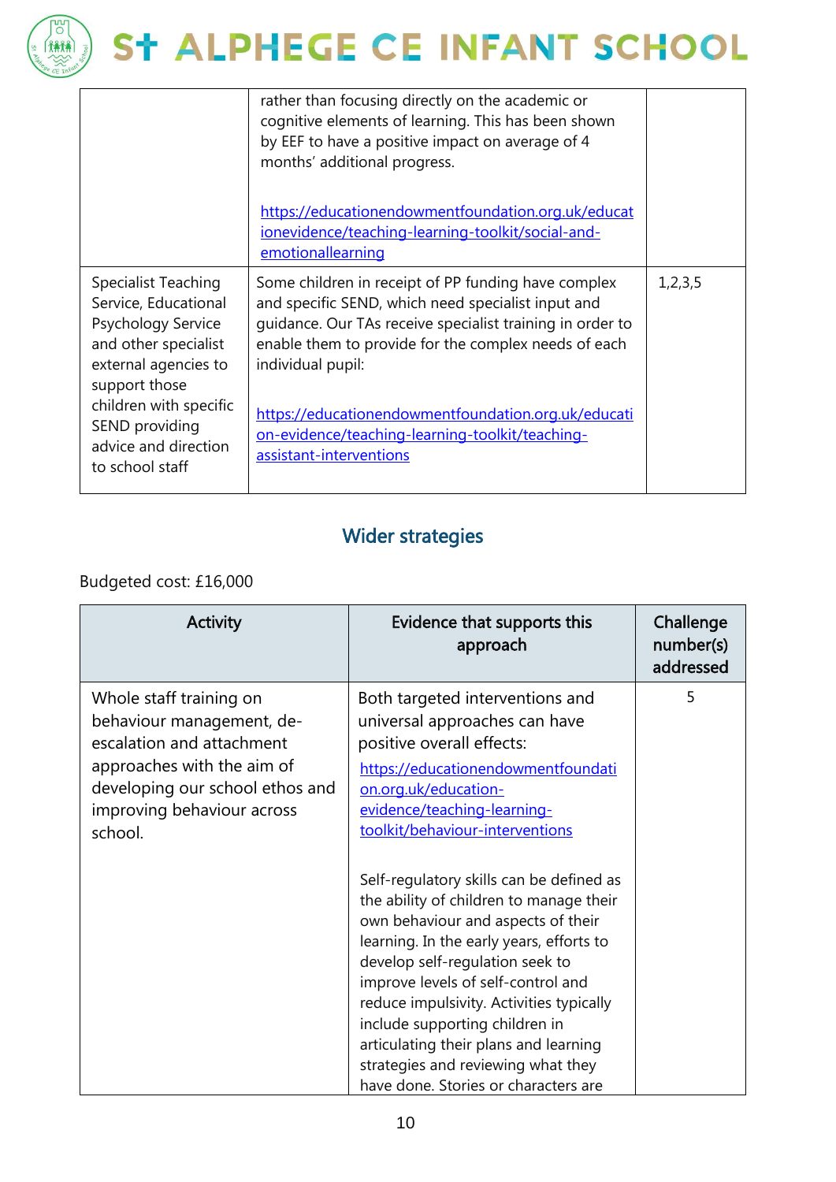| | | |
|---|---|---|
| | rather than focusing directly on the academic or cognitive elements of learning. This has been shown by EEF to have a positive impact on average of 4 months' additional progress.<br><br>https://educationendowmentfoundation.org.uk/educationevidence/teaching-learning-toolkit/social-and-emotionallearning | |
| Specialist Teaching Service, Educational Psychology Service and other specialist external agencies to support those children with specific SEND providing advice and direction to school staff | Some children in receipt of PP funding have complex and specific SEND, which need specialist input and guidance. Our TAs receive specialist training in order to enable them to provide for the complex needs of each individual pupil:<br><br>https://educationendowmentfoundation.org.uk/education-evidence/teaching-learning-toolkit/teaching-assistant-interventions | 1,2,3,5 |

## Wider strategies

Budgeted cost: £16,000

| Activity | Evidence that supports this approach | Challenge number(s) addressed |
|---|---|---|
| Whole staff training on behaviour management, de-escalation and attachment approaches with the aim of developing our school ethos and improving behaviour across school. | Both targeted interventions and universal approaches can have positive overall effects:<br>https://educationendowmentfoundation.org.uk/education-evidence/teaching-learning-toolkit/behaviour-interventions<br><br>Self-regulatory skills can be defined as the ability of children to manage their own behaviour and aspects of their learning. In the early years, efforts to develop self-regulation seek to improve levels of self-control and reduce impulsivity. Activities typically include supporting children in articulating their plans and learning strategies and reviewing what they have done. Stories or characters are | 5 |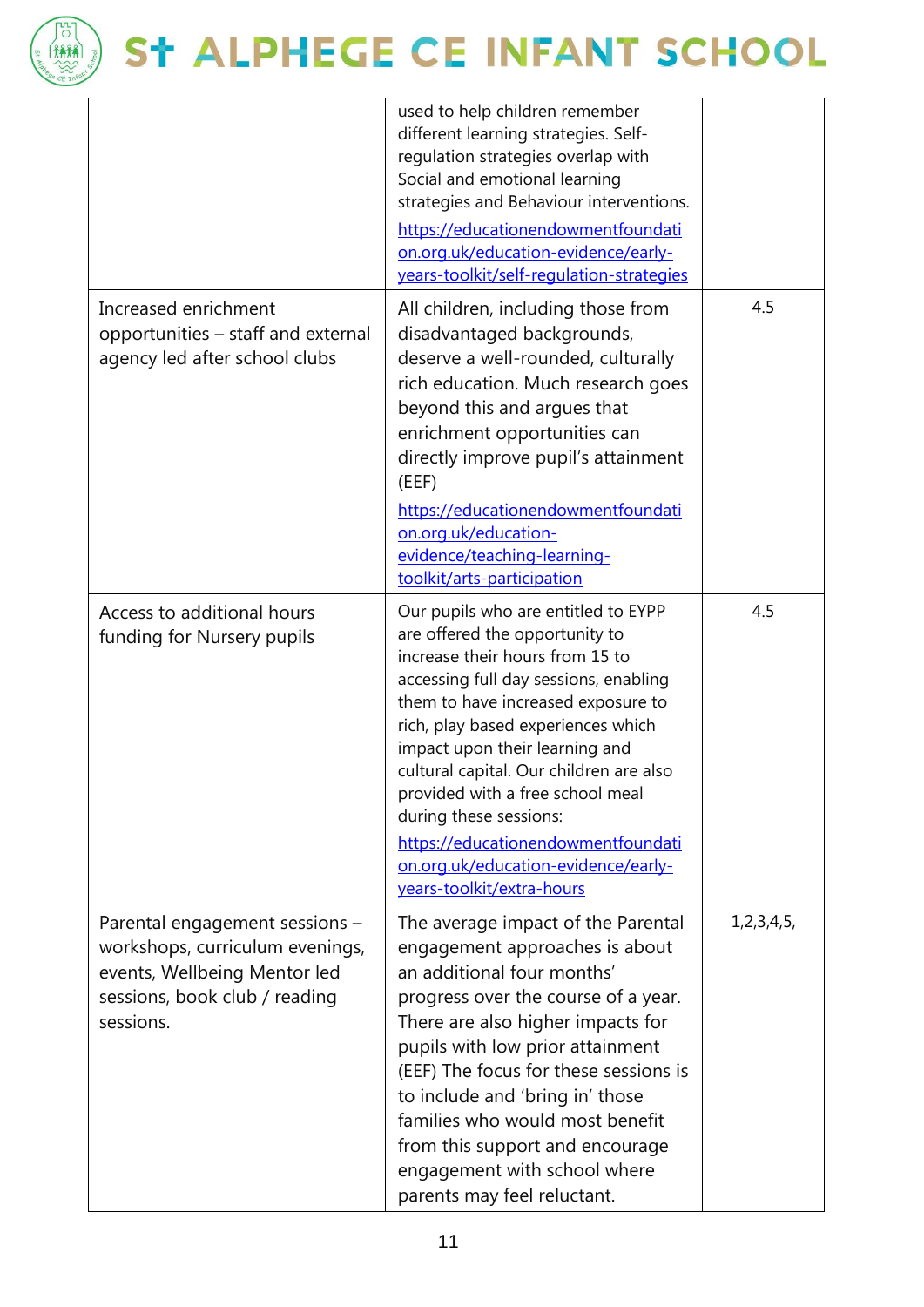| | | |
|---|---|---|
| | used to help children remember different learning strategies. Self-regulation strategies overlap with Social and emotional learning strategies and Behaviour interventions. [https://educationendowmentfoundation.org.uk/education-evidence/early-years-toolkit/self-regulation-strategies](https://educationendowmentfoundation.org.uk/education-evidence/early-years-toolkit/self-regulation-strategies) | |
| Increased enrichment opportunities – staff and external agency led after school clubs | All children, including those from disadvantaged backgrounds, deserve a well-rounded, culturally rich education. Much research goes beyond this and argues that enrichment opportunities can directly improve pupil's attainment (EEF) [https://educationendowmentfoundation.org.uk/education-evidence/teaching-learning-toolkit/arts-participation](https://educationendowmentfoundation.org.uk/education-evidence/teaching-learning-toolkit/arts-participation) | 4.5 |
| Access to additional hours funding for Nursery pupils | Our pupils who are entitled to EYPP are offered the opportunity to increase their hours from 15 to accessing full day sessions, enabling them to have increased exposure to rich, play based experiences which impact upon their learning and cultural capital. Our children are also provided with a free school meal during these sessions: [https://educationendowmentfoundation.org.uk/education-evidence/early-years-toolkit/extra-hours](https://educationendowmentfoundation.org.uk/education-evidence/early-years-toolkit/extra-hours) | 4.5 |
| Parental engagement sessions – workshops, curriculum evenings, events, Wellbeing Mentor led sessions, book club / reading sessions. | The average impact of the Parental engagement approaches is about an additional four months' progress over the course of a year. There are also higher impacts for pupils with low prior attainment (EEF) The focus for these sessions is to include and 'bring in' those families who would most benefit from this support and encourage engagement with school where parents may feel reluctant. | 1,2,3,4,5, |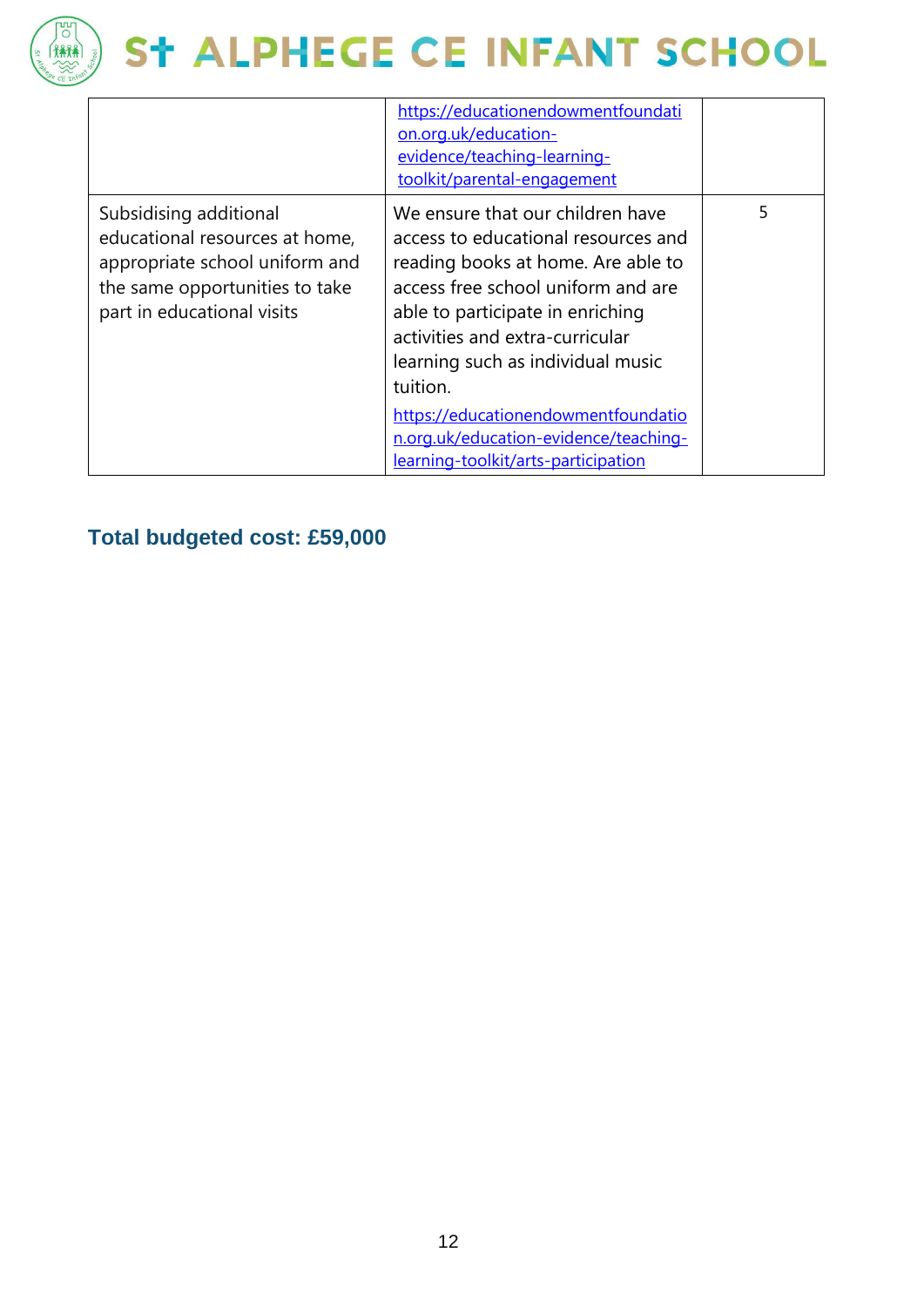| | | |
|---|---|---|
| | https://educationendowmentfoundation.org.uk/education-evidence/teaching-learning-toolkit/parental-engagement | |
| Subsidising additional educational resources at home, appropriate school uniform and the same opportunities to take part in educational visits | We ensure that our children have access to educational resources and reading books at home. Are able to access free school uniform and are able to participate in enriching activities and extra-curricular learning such as individual music tuition. https://educationendowmentfoundation.org.uk/education-evidence/teaching-learning-toolkit/arts-participation | 5 |

## Total budgeted cost: £59,000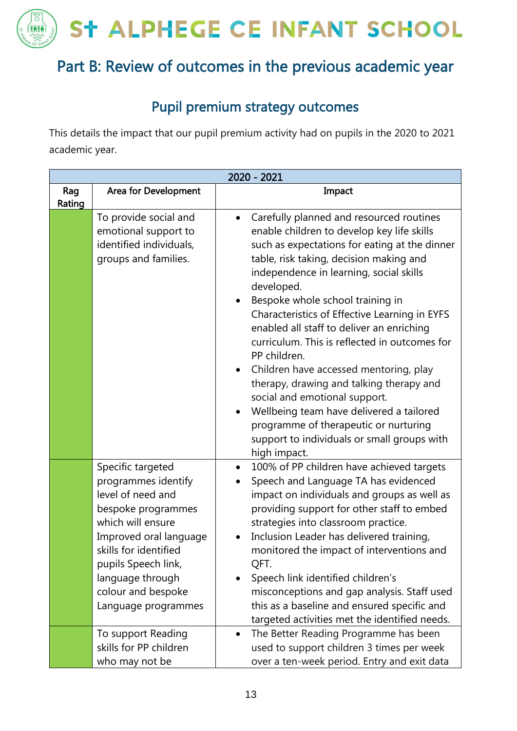# Part B: Review of outcomes in the previous academic year

## Pupil premium strategy outcomes

This details the impact that our pupil premium activity had on pupils in the 2020 to 2021 academic year.

| 2020 - 2021 | | |
|---|---|---|
| Rag Rating | Area for Development | Impact |
| | To provide social and emotional support to identified individuals, groups and families. | • Carefully planned and resourced routines enable children to develop key life skills such as expectations for eating at the dinner table, risk taking, decision making and independence in learning, social skills developed.<br>• Bespoke whole school training in Characteristics of Effective Learning in EYFS enabled all staff to deliver an enriching curriculum. This is reflected in outcomes for PP children.<br>• Children have accessed mentoring, play therapy, drawing and talking therapy and social and emotional support.<br>• Wellbeing team have delivered a tailored programme of therapeutic or nurturing support to individuals or small groups with high impact. |
| | Specific targeted programmes identify level of need and bespoke programmes which will ensure Improved oral language skills for identified pupils Speech link, language through colour and bespoke Language programmes | • 100% of PP children have achieved targets<br>• Speech and Language TA has evidenced impact on individuals and groups as well as providing support for other staff to embed strategies into classroom practice.<br>• Inclusion Leader has delivered training, monitored the impact of interventions and QFT.<br>• Speech link identified children's misconceptions and gap analysis. Staff used this as a baseline and ensured specific and targeted activities met the identified needs. |
| | To support Reading skills for PP children who may not be | • The Better Reading Programme has been used to support children 3 times per week over a ten-week period. Entry and exit data |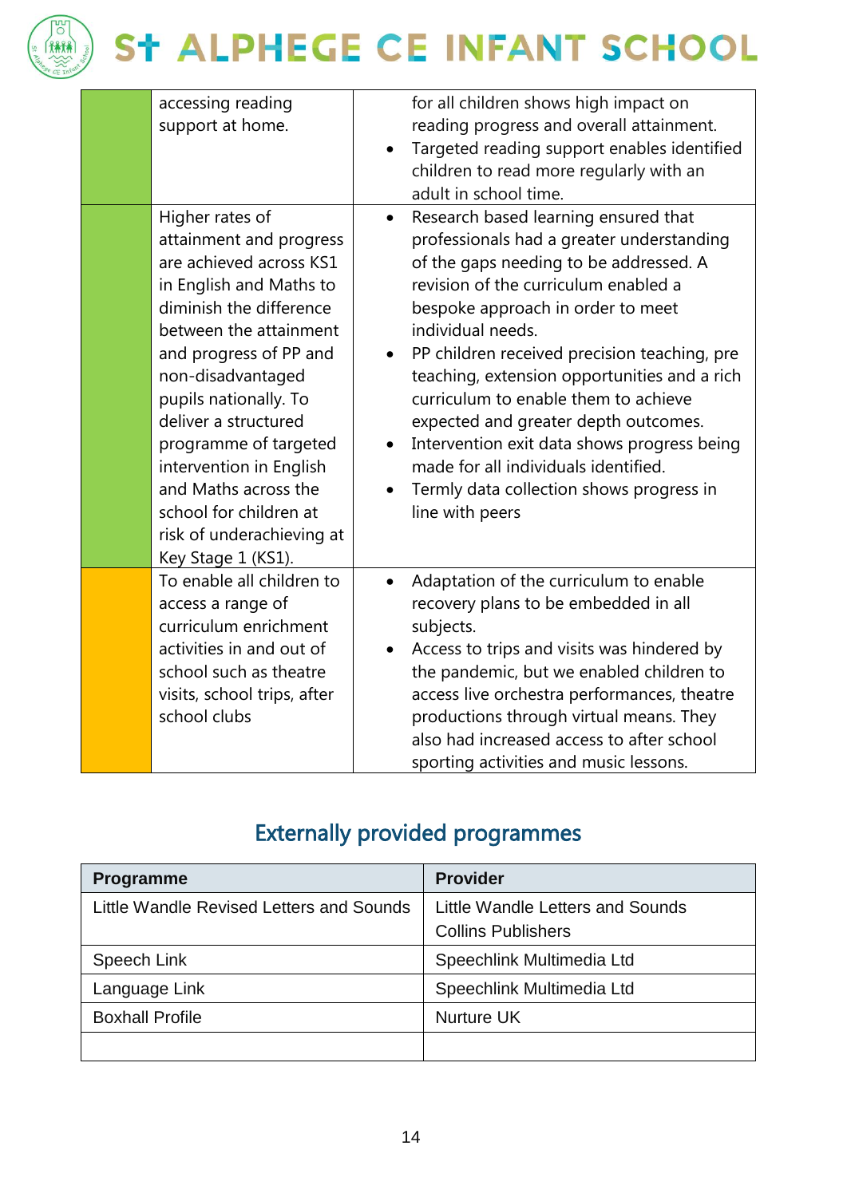| | | |
|---|---|---|
| | accessing reading support at home. | for all children shows high impact on reading progress and overall attainment.<br>• Targeted reading support enables identified children to read more regularly with an adult in school time. |
| | Higher rates of attainment and progress are achieved across KS1 in English and Maths to diminish the difference between the attainment and progress of PP and non-disadvantaged pupils nationally. To deliver a structured programme of targeted intervention in English and Maths across the school for children at risk of underachieving at Key Stage 1 (KS1). | • Research based learning ensured that professionals had a greater understanding of the gaps needing to be addressed. A revision of the curriculum enabled a bespoke approach in order to meet individual needs.<br>• PP children received precision teaching, pre teaching, extension opportunities and a rich curriculum to enable them to achieve expected and greater depth outcomes.<br>• Intervention exit data shows progress being made for all individuals identified.<br>• Termly data collection shows progress in line with peers |
| | To enable all children to access a range of curriculum enrichment activities in and out of school such as theatre visits, school trips, after school clubs | • Adaptation of the curriculum to enable recovery plans to be embedded in all subjects.<br>• Access to trips and visits was hindered by the pandemic, but we enabled children to access live orchestra performances, theatre productions through virtual means. They also had increased access to after school sporting activities and music lessons. |

## Externally provided programmes

| Programme | Provider |
|---|---|
| Little Wandle Revised Letters and Sounds | Little Wandle Letters and Sounds Collins Publishers |
| Speech Link | Speechlink Multimedia Ltd |
| Language Link | Speechlink Multimedia Ltd |
| Boxhall Profile | Nurture UK |
| | |